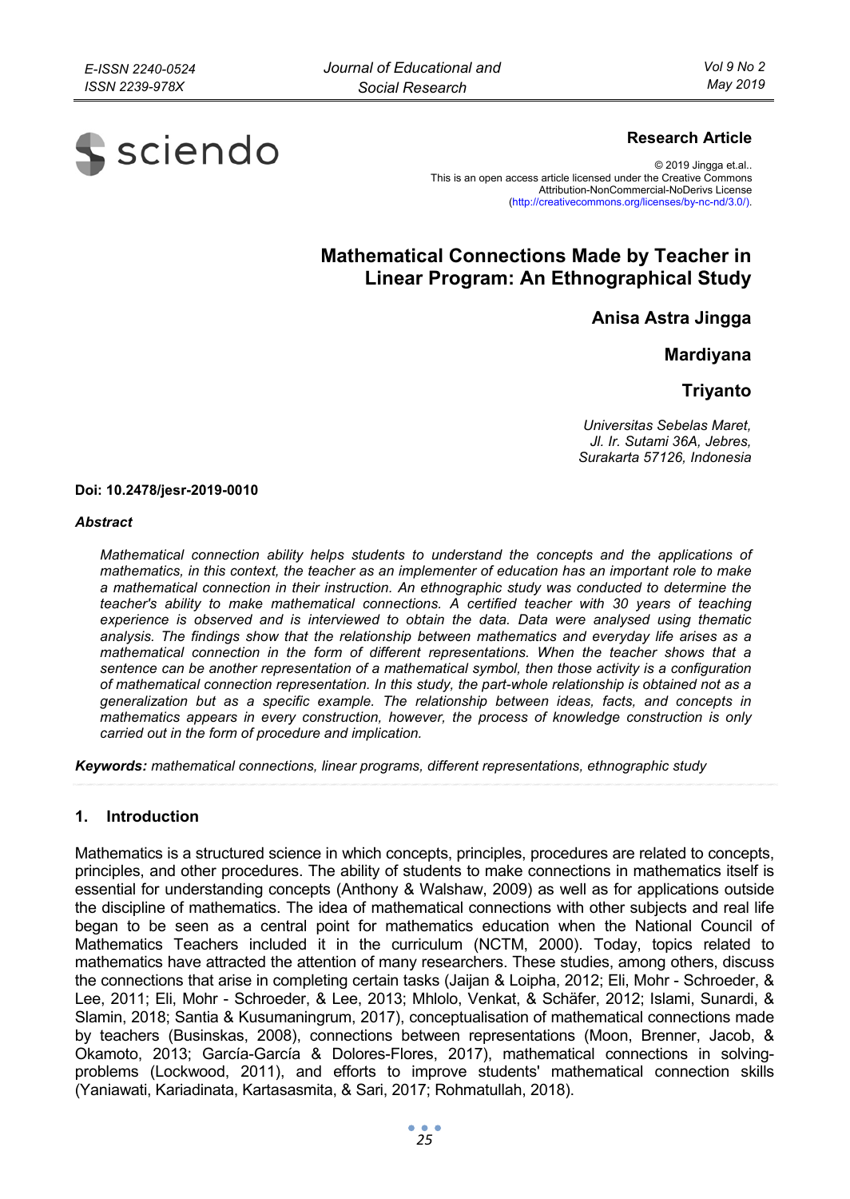**Research Article**

© 2019 Jingga et.al..
This is an open access article licensed under the Creative Commons Attribution-NonCommercial-NoDerivs License (http://creativecommons.org/licenses/by-nc-nd/3.0/).

# Mathematical Connections Made by Teacher in Linear Program: An Ethnographical Study

**Anisa Astra Jingga**

**Mardiyana**

**Triyanto**

*Universitas Sebelas Maret, Jl. Ir. Sutami 36A, Jebres, Surakarta 57126, Indonesia*

**Doi: 10.2478/jesr-2019-0010**

***Abstract***

*Mathematical connection ability helps students to understand the concepts and the applications of mathematics, in this context, the teacher as an implementer of education has an important role to make a mathematical connection in their instruction. An ethnographic study was conducted to determine the teacher's ability to make mathematical connections. A certified teacher with 30 years of teaching experience is observed and is interviewed to obtain the data. Data were analysed using thematic analysis. The findings show that the relationship between mathematics and everyday life arises as a mathematical connection in the form of different representations. When the teacher shows that a sentence can be another representation of a mathematical symbol, then those activity is a configuration of mathematical connection representation. In this study, the part-whole relationship is obtained not as a generalization but as a specific example. The relationship between ideas, facts, and concepts in mathematics appears in every construction, however, the process of knowledge construction is only carried out in the form of procedure and implication.*

***Keywords:*** *mathematical connections, linear programs, different representations, ethnographic study*

## 1. Introduction

Mathematics is a structured science in which concepts, principles, procedures are related to concepts, principles, and other procedures. The ability of students to make connections in mathematics itself is essential for understanding concepts (Anthony & Walshaw, 2009) as well as for applications outside the discipline of mathematics. The idea of mathematical connections with other subjects and real life began to be seen as a central point for mathematics education when the National Council of Mathematics Teachers included it in the curriculum (NCTM, 2000). Today, topics related to mathematics have attracted the attention of many researchers. These studies, among others, discuss the connections that arise in completing certain tasks (Jaijan & Loipha, 2012; Eli, Mohr - Schroeder, & Lee, 2011; Eli, Mohr - Schroeder, & Lee, 2013; Mhlolo, Venkat, & Schäfer, 2012; Islami, Sunardi, & Slamin, 2018; Santia & Kusumaningrum, 2017), conceptualisation of mathematical connections made by teachers (Businskas, 2008), connections between representations (Moon, Brenner, Jacob, & Okamoto, 2013; García-García & Dolores-Flores, 2017), mathematical connections in solving-problems (Lockwood, 2011), and efforts to improve students' mathematical connection skills (Yaniawati, Kariadinata, Kartasasmita, & Sari, 2017; Rohmatullah, 2018).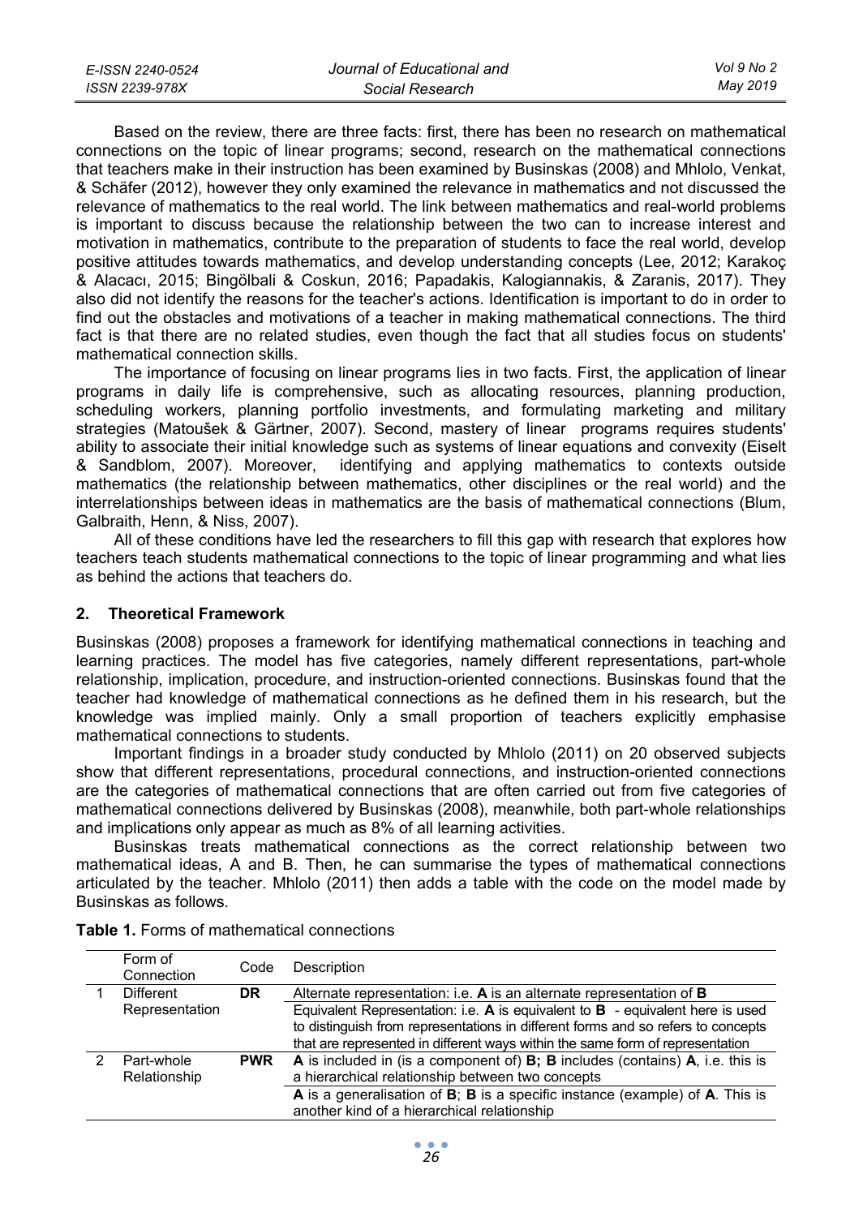Based on the review, there are three facts: first, there has been no research on mathematical connections on the topic of linear programs; second, research on the mathematical connections that teachers make in their instruction has been examined by Businskas (2008) and Mhlolo, Venkat, & Schäfer (2012), however they only examined the relevance in mathematics and not discussed the relevance of mathematics to the real world. The link between mathematics and real-world problems is important to discuss because the relationship between the two can to increase interest and motivation in mathematics, contribute to the preparation of students to face the real world, develop positive attitudes towards mathematics, and develop understanding concepts (Lee, 2012; Karakoç & Alacacı, 2015; Bingölbali & Coskun, 2016; Papadakis, Kalogiannakis, & Zaranis, 2017). They also did not identify the reasons for the teacher's actions. Identification is important to do in order to find out the obstacles and motivations of a teacher in making mathematical connections. The third fact is that there are no related studies, even though the fact that all studies focus on students' mathematical connection skills.

The importance of focusing on linear programs lies in two facts. First, the application of linear programs in daily life is comprehensive, such as allocating resources, planning production, scheduling workers, planning portfolio investments, and formulating marketing and military strategies (Matoušek & Gärtner, 2007). Second, mastery of linear programs requires students' ability to associate their initial knowledge such as systems of linear equations and convexity (Eiselt & Sandblom, 2007). Moreover, identifying and applying mathematics to contexts outside mathematics (the relationship between mathematics, other disciplines or the real world) and the interrelationships between ideas in mathematics are the basis of mathematical connections (Blum, Galbraith, Henn, & Niss, 2007).

All of these conditions have led the researchers to fill this gap with research that explores how teachers teach students mathematical connections to the topic of linear programming and what lies as behind the actions that teachers do.

## 2. Theoretical Framework

Businskas (2008) proposes a framework for identifying mathematical connections in teaching and learning practices. The model has five categories, namely different representations, part-whole relationship, implication, procedure, and instruction-oriented connections. Businskas found that the teacher had knowledge of mathematical connections as he defined them in his research, but the knowledge was implied mainly. Only a small proportion of teachers explicitly emphasise mathematical connections to students.

Important findings in a broader study conducted by Mhlolo (2011) on 20 observed subjects show that different representations, procedural connections, and instruction-oriented connections are the categories of mathematical connections that are often carried out from five categories of mathematical connections delivered by Businskas (2008), meanwhile, both part-whole relationships and implications only appear as much as 8% of all learning activities.

Businskas treats mathematical connections as the correct relationship between two mathematical ideas, A and B. Then, he can summarise the types of mathematical connections articulated by the teacher. Mhlolo (2011) then adds a table with the code on the model made by Businskas as follows.

**Table 1.** Forms of mathematical connections

| | Form of Connection | Code | Description |
|---|---|---|---|
| 1 | Different Representation | **DR** | Alternate representation: i.e. **A** is an alternate representation of **B** |
| | | | Equivalent Representation: i.e. **A** is equivalent to **B** - equivalent here is used to distinguish from representations in different forms and so refers to concepts that are represented in different ways within the same form of representation |
| 2 | Part-whole Relationship | **PWR** | **A** is included in (is a component of) **B; B** includes (contains) **A**, i.e. this is a hierarchical relationship between two concepts |
| | | | **A** is a generalisation of **B**; **B** is a specific instance (example) of **A**. This is another kind of a hierarchical relationship |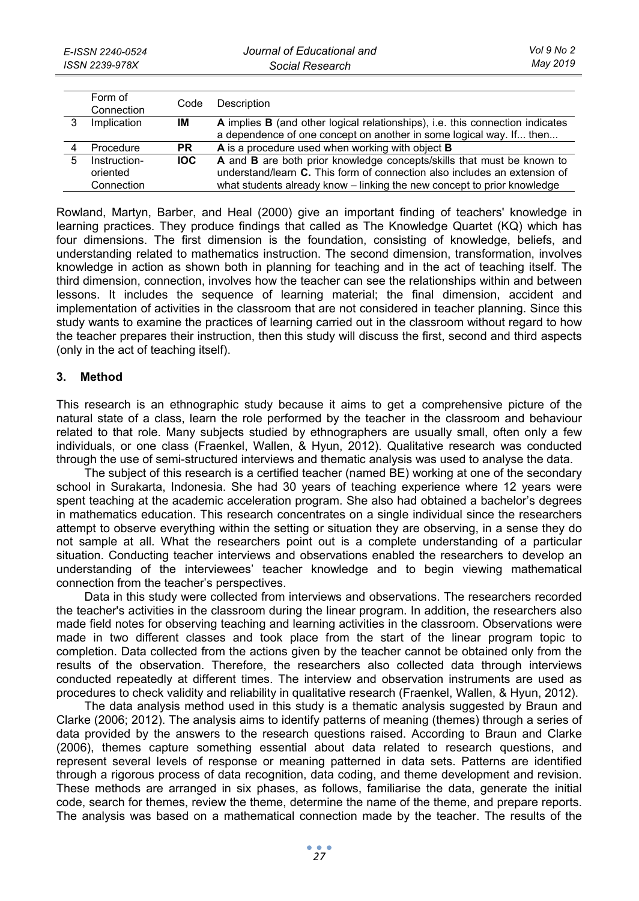|   | Form of Connection | Code | Description |
|---|---|---|---|
| 3 | Implication | **IM** | **A** implies **B** (and other logical relationships), i.e. this connection indicates a dependence of one concept on another in some logical way. If... then... |
| 4 | Procedure | **PR** | **A** is a procedure used when working with object **B** |
| 5 | Instruction-oriented Connection | **IOC** | **A** and **B** are both prior knowledge concepts/skills that must be known to understand/learn **C.** This form of connection also includes an extension of what students already know – linking the new concept to prior knowledge |

Rowland, Martyn, Barber, and Heal (2000) give an important finding of teachers' knowledge in learning practices. They produce findings that called as The Knowledge Quartet (KQ) which has four dimensions. The first dimension is the foundation, consisting of knowledge, beliefs, and understanding related to mathematics instruction. The second dimension, transformation, involves knowledge in action as shown both in planning for teaching and in the act of teaching itself. The third dimension, connection, involves how the teacher can see the relationships within and between lessons. It includes the sequence of learning material; the final dimension, accident and implementation of activities in the classroom that are not considered in teacher planning. Since this study wants to examine the practices of learning carried out in the classroom without regard to how the teacher prepares their instruction, then this study will discuss the first, second and third aspects (only in the act of teaching itself).

## 3. Method

This research is an ethnographic study because it aims to get a comprehensive picture of the natural state of a class, learn the role performed by the teacher in the classroom and behaviour related to that role. Many subjects studied by ethnographers are usually small, often only a few individuals, or one class (Fraenkel, Wallen, & Hyun, 2012). Qualitative research was conducted through the use of semi-structured interviews and thematic analysis was used to analyse the data.

The subject of this research is a certified teacher (named BE) working at one of the secondary school in Surakarta, Indonesia. She had 30 years of teaching experience where 12 years were spent teaching at the academic acceleration program. She also had obtained a bachelor's degrees in mathematics education. This research concentrates on a single individual since the researchers attempt to observe everything within the setting or situation they are observing, in a sense they do not sample at all. What the researchers point out is a complete understanding of a particular situation. Conducting teacher interviews and observations enabled the researchers to develop an understanding of the interviewees' teacher knowledge and to begin viewing mathematical connection from the teacher's perspectives.

Data in this study were collected from interviews and observations. The researchers recorded the teacher's activities in the classroom during the linear program. In addition, the researchers also made field notes for observing teaching and learning activities in the classroom. Observations were made in two different classes and took place from the start of the linear program topic to completion. Data collected from the actions given by the teacher cannot be obtained only from the results of the observation. Therefore, the researchers also collected data through interviews conducted repeatedly at different times. The interview and observation instruments are used as procedures to check validity and reliability in qualitative research (Fraenkel, Wallen, & Hyun, 2012).

The data analysis method used in this study is a thematic analysis suggested by Braun and Clarke (2006; 2012). The analysis aims to identify patterns of meaning (themes) through a series of data provided by the answers to the research questions raised. According to Braun and Clarke (2006), themes capture something essential about data related to research questions, and represent several levels of response or meaning patterned in data sets. Patterns are identified through a rigorous process of data recognition, data coding, and theme development and revision. These methods are arranged in six phases, as follows, familiarise the data, generate the initial code, search for themes, review the theme, determine the name of the theme, and prepare reports. The analysis was based on a mathematical connection made by the teacher. The results of the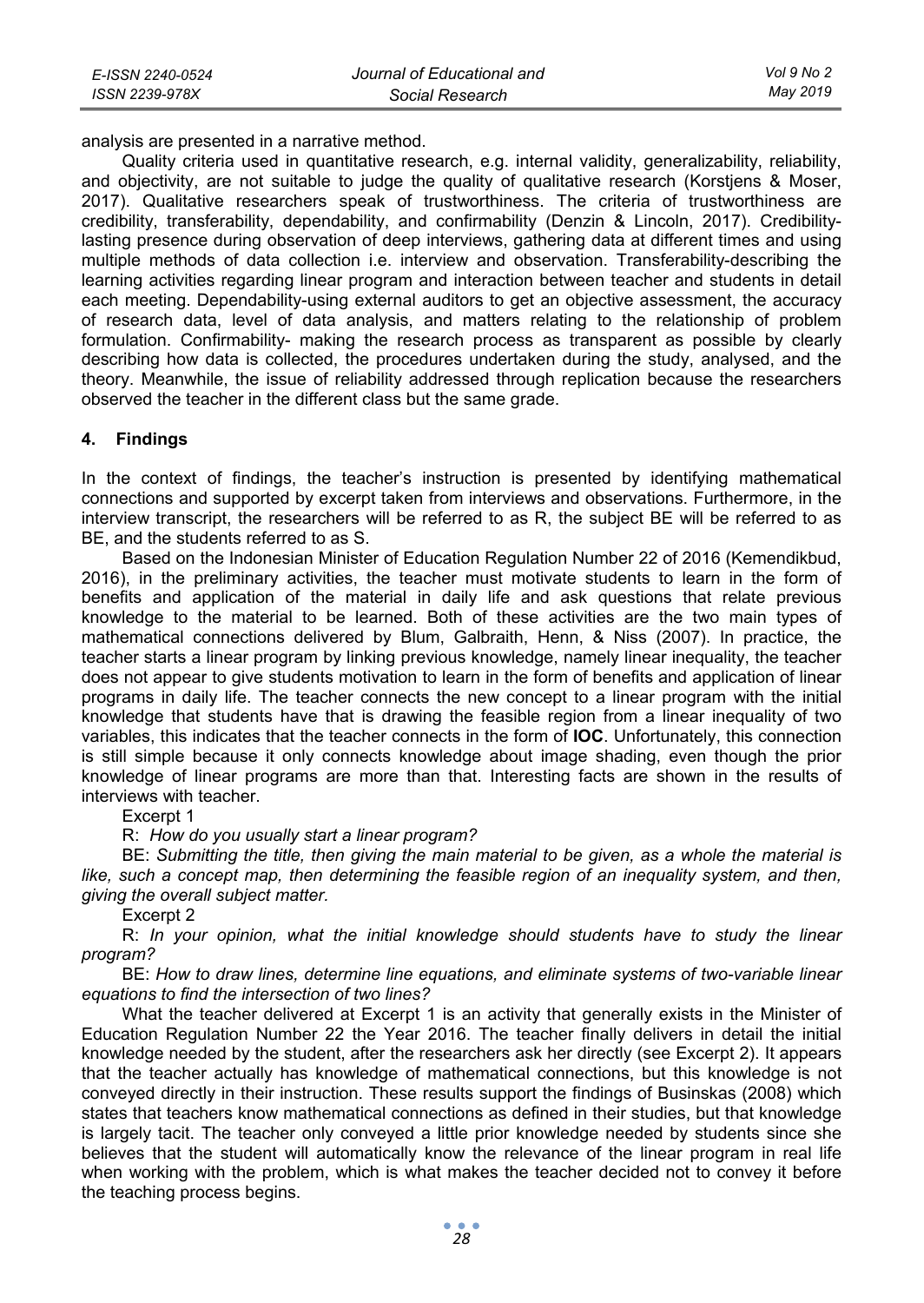analysis are presented in a narrative method.

Quality criteria used in quantitative research, e.g. internal validity, generalizability, reliability, and objectivity, are not suitable to judge the quality of qualitative research (Korstjens & Moser, 2017). Qualitative researchers speak of trustworthiness. The criteria of trustworthiness are credibility, transferability, dependability, and confirmability (Denzin & Lincoln, 2017). Credibility-lasting presence during observation of deep interviews, gathering data at different times and using multiple methods of data collection i.e. interview and observation. Transferability-describing the learning activities regarding linear program and interaction between teacher and students in detail each meeting. Dependability-using external auditors to get an objective assessment, the accuracy of research data, level of data analysis, and matters relating to the relationship of problem formulation. Confirmability- making the research process as transparent as possible by clearly describing how data is collected, the procedures undertaken during the study, analysed, and the theory. Meanwhile, the issue of reliability addressed through replication because the researchers observed the teacher in the different class but the same grade.

## 4. Findings

In the context of findings, the teacher's instruction is presented by identifying mathematical connections and supported by excerpt taken from interviews and observations. Furthermore, in the interview transcript, the researchers will be referred to as R, the subject BE will be referred to as BE, and the students referred to as S.

Based on the Indonesian Minister of Education Regulation Number 22 of 2016 (Kemendikbud, 2016), in the preliminary activities, the teacher must motivate students to learn in the form of benefits and application of the material in daily life and ask questions that relate previous knowledge to the material to be learned. Both of these activities are the two main types of mathematical connections delivered by Blum, Galbraith, Henn, & Niss (2007). In practice, the teacher starts a linear program by linking previous knowledge, namely linear inequality, the teacher does not appear to give students motivation to learn in the form of benefits and application of linear programs in daily life. The teacher connects the new concept to a linear program with the initial knowledge that students have that is drawing the feasible region from a linear inequality of two variables, this indicates that the teacher connects in the form of **IOC**. Unfortunately, this connection is still simple because it only connects knowledge about image shading, even though the prior knowledge of linear programs are more than that. Interesting facts are shown in the results of interviews with teacher.

Excerpt 1

R: *How do you usually start a linear program?*

BE: *Submitting the title, then giving the main material to be given, as a whole the material is like, such a concept map, then determining the feasible region of an inequality system, and then, giving the overall subject matter.*

Excerpt 2

R: *In your opinion, what the initial knowledge should students have to study the linear program?*

BE: *How to draw lines, determine line equations, and eliminate systems of two-variable linear equations to find the intersection of two lines?*

What the teacher delivered at Excerpt 1 is an activity that generally exists in the Minister of Education Regulation Number 22 the Year 2016. The teacher finally delivers in detail the initial knowledge needed by the student, after the researchers ask her directly (see Excerpt 2). It appears that the teacher actually has knowledge of mathematical connections, but this knowledge is not conveyed directly in their instruction. These results support the findings of Businskas (2008) which states that teachers know mathematical connections as defined in their studies, but that knowledge is largely tacit. The teacher only conveyed a little prior knowledge needed by students since she believes that the student will automatically know the relevance of the linear program in real life when working with the problem, which is what makes the teacher decided not to convey it before the teaching process begins.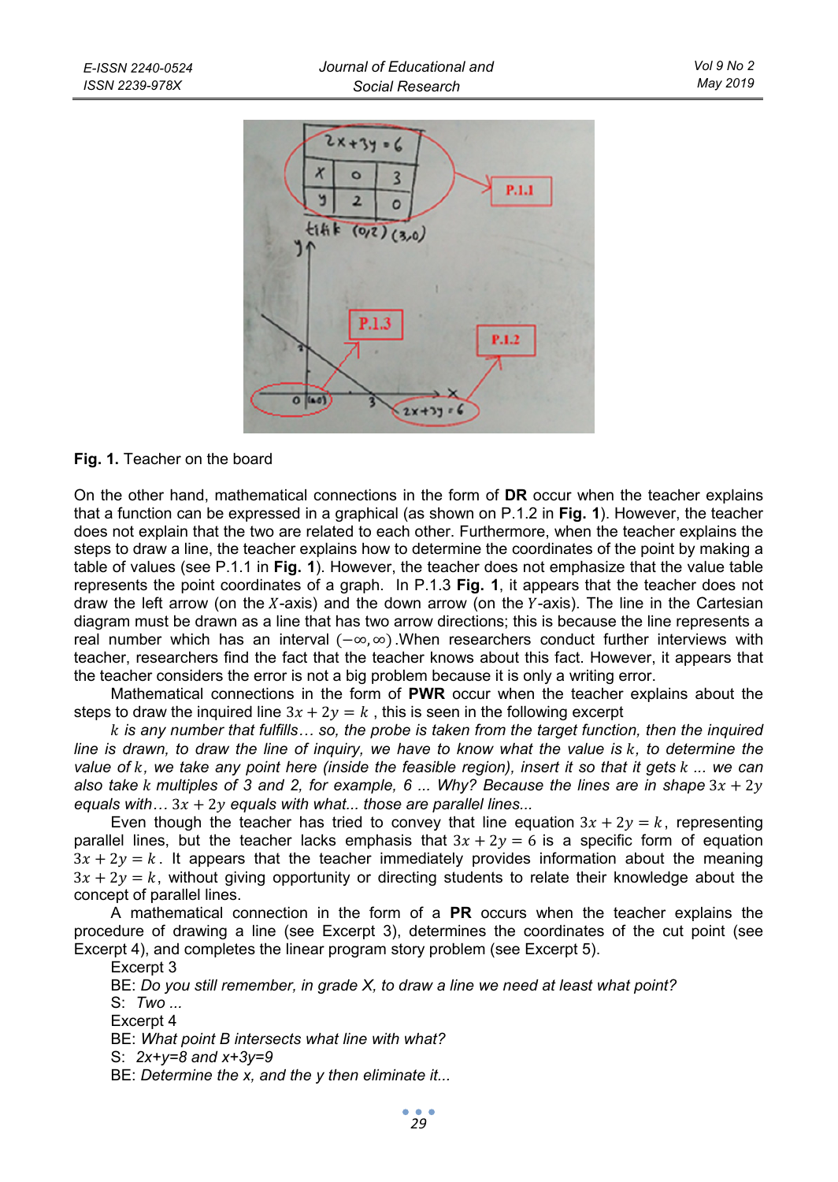**Fig. 1.** Teacher on the board

On the other hand, mathematical connections in the form of **DR** occur when the teacher explains that a function can be expressed in a graphical (as shown on P.1.2 in **Fig. 1**). However, the teacher does not explain that the two are related to each other. Furthermore, when the teacher explains the steps to draw a line, the teacher explains how to determine the coordinates of the point by making a table of values (see P.1.1 in **Fig. 1**). However, the teacher does not emphasize that the value table represents the point coordinates of a graph. In P.1.3 **Fig. 1**, it appears that the teacher does not draw the left arrow (on the $X$-axis) and the down arrow (on the $Y$-axis). The line in the Cartesian diagram must be drawn as a line that has two arrow directions; this is because the line represents a real number which has an interval $(-\infty, \infty)$.When researchers conduct further interviews with teacher, researchers find the fact that the teacher knows about this fact. However, it appears that the teacher considers the error is not a big problem because it is only a writing error.

Mathematical connections in the form of **PWR** occur when the teacher explains about the steps to draw the inquired line $3x + 2y = k$ , this is seen in the following excerpt

*$k$ is any number that fulfills… so, the probe is taken from the target function, then the inquired line is drawn, to draw the line of inquiry, we have to know what the value is $k$, to determine the value of $k$, we take any point here (inside the feasible region), insert it so that it gets $k$ ... we can also take $k$ multiples of 3 and 2, for example, 6 ... Why? Because the lines are in shape $3x + 2y$ equals with… $3x + 2y$ equals with what... those are parallel lines...*

Even though the teacher has tried to convey that line equation $3x + 2y = k$, representing parallel lines, but the teacher lacks emphasis that $3x + 2y = 6$ is a specific form of equation $3x + 2y = k$. It appears that the teacher immediately provides information about the meaning $3x + 2y = k$, without giving opportunity or directing students to relate their knowledge about the concept of parallel lines.

A mathematical connection in the form of a **PR** occurs when the teacher explains the procedure of drawing a line (see Excerpt 3), determines the coordinates of the cut point (see Excerpt 4), and completes the linear program story problem (see Excerpt 5).

Excerpt 3

BE: *Do you still remember, in grade X, to draw a line we need at least what point?*

S: *Two ...*

Excerpt 4

BE: *What point B intersects what line with what?*

S: *2x+y=8 and x+3y=9*

BE: *Determine the x, and the y then eliminate it...*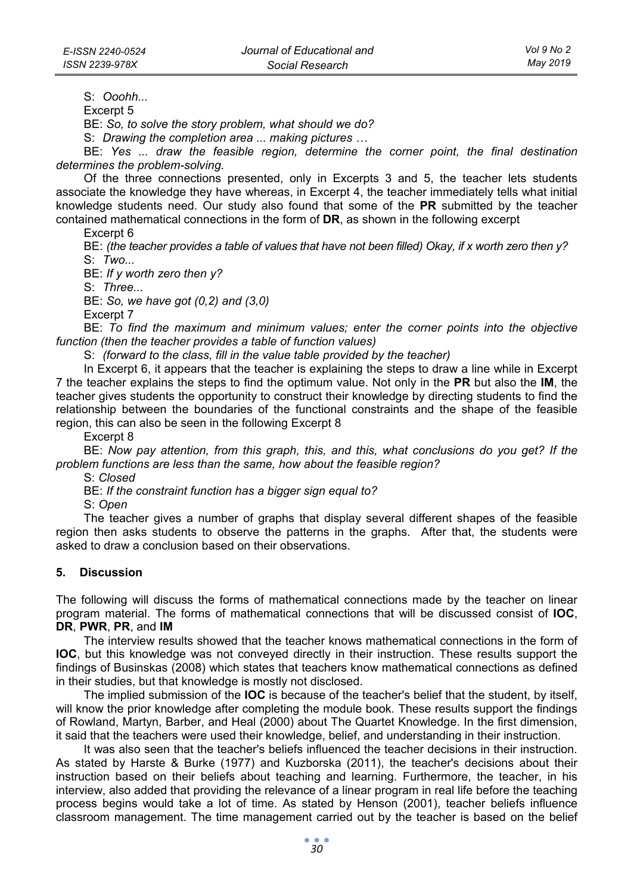S: *Ooohh...*

Excerpt 5

BE: *So, to solve the story problem, what should we do?*

S: *Drawing the completion area ... making pictures …*

BE: *Yes ... draw the feasible region, determine the corner point, the final destination determines the problem-solving.*

Of the three connections presented, only in Excerpts 3 and 5, the teacher lets students associate the knowledge they have whereas, in Excerpt 4, the teacher immediately tells what initial knowledge students need. Our study also found that some of the **PR** submitted by the teacher contained mathematical connections in the form of **DR**, as shown in the following excerpt

Excerpt 6

BE: *(the teacher provides a table of values that have not been filled) Okay, if x worth zero then y?*

S: *Two...*

BE: *If y worth zero then y?*

S: *Three...*

BE: *So, we have got (0,2) and (3,0)*

Excerpt 7

BE: *To find the maximum and minimum values; enter the corner points into the objective function (then the teacher provides a table of function values)*

S: *(forward to the class, fill in the value table provided by the teacher)*

In Excerpt 6, it appears that the teacher is explaining the steps to draw a line while in Excerpt 7 the teacher explains the steps to find the optimum value. Not only in the **PR** but also the **IM**, the teacher gives students the opportunity to construct their knowledge by directing students to find the relationship between the boundaries of the functional constraints and the shape of the feasible region, this can also be seen in the following Excerpt 8

Excerpt 8

BE: *Now pay attention, from this graph, this, and this, what conclusions do you get? If the problem functions are less than the same, how about the feasible region?*

S: *Closed*

BE: *If the constraint function has a bigger sign equal to?*

S: *Open*

The teacher gives a number of graphs that display several different shapes of the feasible region then asks students to observe the patterns in the graphs. After that, the students were asked to draw a conclusion based on their observations.

## 5. Discussion

The following will discuss the forms of mathematical connections made by the teacher on linear program material. The forms of mathematical connections that will be discussed consist of **IOC**, **DR**, **PWR**, **PR**, and **IM**

The interview results showed that the teacher knows mathematical connections in the form of **IOC**, but this knowledge was not conveyed directly in their instruction. These results support the findings of Businskas (2008) which states that teachers know mathematical connections as defined in their studies, but that knowledge is mostly not disclosed.

The implied submission of the **IOC** is because of the teacher's belief that the student, by itself, will know the prior knowledge after completing the module book. These results support the findings of Rowland, Martyn, Barber, and Heal (2000) about The Quartet Knowledge. In the first dimension, it said that the teachers were used their knowledge, belief, and understanding in their instruction.

It was also seen that the teacher's beliefs influenced the teacher decisions in their instruction. As stated by Harste & Burke (1977) and Kuzborska (2011), the teacher's decisions about their instruction based on their beliefs about teaching and learning. Furthermore, the teacher, in his interview, also added that providing the relevance of a linear program in real life before the teaching process begins would take a lot of time. As stated by Henson (2001), teacher beliefs influence classroom management. The time management carried out by the teacher is based on the belief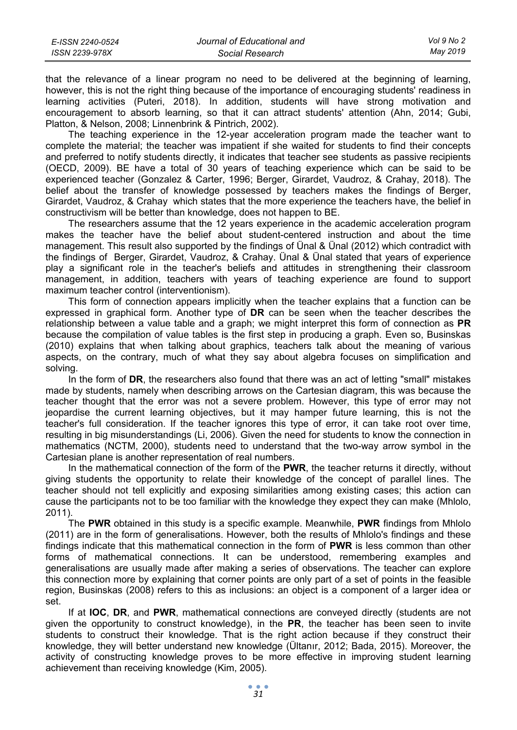that the relevance of a linear program no need to be delivered at the beginning of learning, however, this is not the right thing because of the importance of encouraging students' readiness in learning activities (Puteri, 2018). In addition, students will have strong motivation and encouragement to absorb learning, so that it can attract students' attention (Ahn, 2014; Gubi, Platton, & Nelson, 2008; Linnenbrink & Pintrich, 2002).

The teaching experience in the 12-year acceleration program made the teacher want to complete the material; the teacher was impatient if she waited for students to find their concepts and preferred to notify students directly, it indicates that teacher see students as passive recipients (OECD, 2009). BE have a total of 30 years of teaching experience which can be said to be experienced teacher (Gonzalez & Carter, 1996; Berger, Girardet, Vaudroz, & Crahay, 2018). The belief about the transfer of knowledge possessed by teachers makes the findings of Berger, Girardet, Vaudroz, & Crahay which states that the more experience the teachers have, the belief in constructivism will be better than knowledge, does not happen to BE.

The researchers assume that the 12 years experience in the academic acceleration program makes the teacher have the belief about student-centered instruction and about the time management. This result also supported by the findings of Ünal & Ünal (2012) which contradict with the findings of Berger, Girardet, Vaudroz, & Crahay. Ünal & Ünal stated that years of experience play a significant role in the teacher's beliefs and attitudes in strengthening their classroom management, in addition, teachers with years of teaching experience are found to support maximum teacher control (interventionism).

This form of connection appears implicitly when the teacher explains that a function can be expressed in graphical form. Another type of **DR** can be seen when the teacher describes the relationship between a value table and a graph; we might interpret this form of connection as **PR** because the compilation of value tables is the first step in producing a graph. Even so, Businskas (2010) explains that when talking about graphics, teachers talk about the meaning of various aspects, on the contrary, much of what they say about algebra focuses on simplification and solving.

In the form of **DR**, the researchers also found that there was an act of letting "small" mistakes made by students, namely when describing arrows on the Cartesian diagram, this was because the teacher thought that the error was not a severe problem. However, this type of error may not jeopardise the current learning objectives, but it may hamper future learning, this is not the teacher's full consideration. If the teacher ignores this type of error, it can take root over time, resulting in big misunderstandings (Li, 2006). Given the need for students to know the connection in mathematics (NCTM, 2000), students need to understand that the two-way arrow symbol in the Cartesian plane is another representation of real numbers.

In the mathematical connection of the form of the **PWR**, the teacher returns it directly, without giving students the opportunity to relate their knowledge of the concept of parallel lines. The teacher should not tell explicitly and exposing similarities among existing cases; this action can cause the participants not to be too familiar with the knowledge they expect they can make (Mhlolo, 2011).

The **PWR** obtained in this study is a specific example. Meanwhile, **PWR** findings from Mhlolo (2011) are in the form of generalisations. However, both the results of Mhlolo's findings and these findings indicate that this mathematical connection in the form of **PWR** is less common than other forms of mathematical connections. It can be understood, remembering examples and generalisations are usually made after making a series of observations. The teacher can explore this connection more by explaining that corner points are only part of a set of points in the feasible region, Businskas (2008) refers to this as inclusions: an object is a component of a larger idea or set.

If at **IOC**, **DR**, and **PWR**, mathematical connections are conveyed directly (students are not given the opportunity to construct knowledge), in the **PR**, the teacher has been seen to invite students to construct their knowledge. That is the right action because if they construct their knowledge, they will better understand new knowledge (Ültanır, 2012; Bada, 2015). Moreover, the activity of constructing knowledge proves to be more effective in improving student learning achievement than receiving knowledge (Kim, 2005).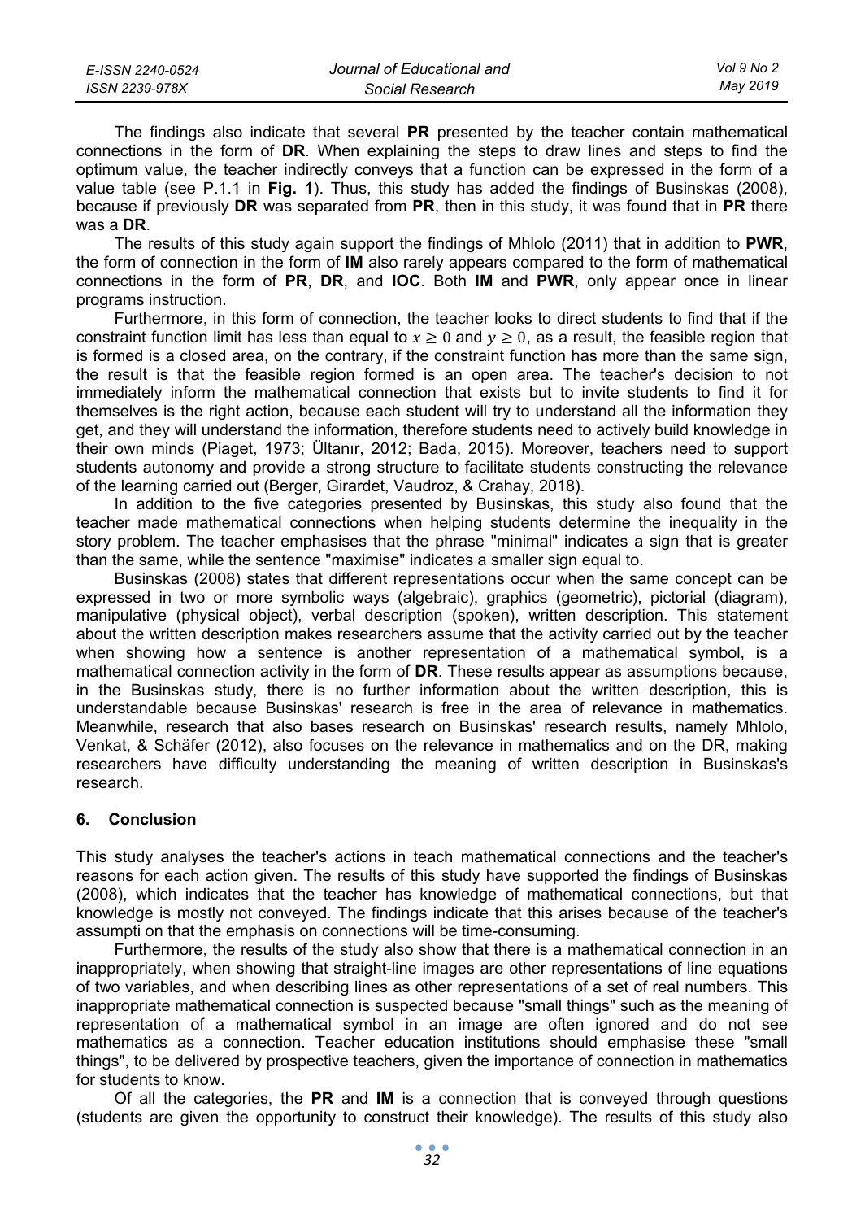The findings also indicate that several **PR** presented by the teacher contain mathematical connections in the form of **DR**. When explaining the steps to draw lines and steps to find the optimum value, the teacher indirectly conveys that a function can be expressed in the form of a value table (see P.1.1 in **Fig. 1**). Thus, this study has added the findings of Businskas (2008), because if previously **DR** was separated from **PR**, then in this study, it was found that in **PR** there was a **DR**.

The results of this study again support the findings of Mhlolo (2011) that in addition to **PWR**, the form of connection in the form of **IM** also rarely appears compared to the form of mathematical connections in the form of **PR**, **DR**, and **IOC**. Both **IM** and **PWR**, only appear once in linear programs instruction.

Furthermore, in this form of connection, the teacher looks to direct students to find that if the constraint function limit has less than equal to $x \geq 0$ and $y \geq 0$, as a result, the feasible region that is formed is a closed area, on the contrary, if the constraint function has more than the same sign, the result is that the feasible region formed is an open area. The teacher's decision to not immediately inform the mathematical connection that exists but to invite students to find it for themselves is the right action, because each student will try to understand all the information they get, and they will understand the information, therefore students need to actively build knowledge in their own minds (Piaget, 1973; Ültanır, 2012; Bada, 2015). Moreover, teachers need to support students autonomy and provide a strong structure to facilitate students constructing the relevance of the learning carried out (Berger, Girardet, Vaudroz, & Crahay, 2018).

In addition to the five categories presented by Businskas, this study also found that the teacher made mathematical connections when helping students determine the inequality in the story problem. The teacher emphasises that the phrase "minimal" indicates a sign that is greater than the same, while the sentence "maximise" indicates a smaller sign equal to.

Businskas (2008) states that different representations occur when the same concept can be expressed in two or more symbolic ways (algebraic), graphics (geometric), pictorial (diagram), manipulative (physical object), verbal description (spoken), written description. This statement about the written description makes researchers assume that the activity carried out by the teacher when showing how a sentence is another representation of a mathematical symbol, is a mathematical connection activity in the form of **DR**. These results appear as assumptions because, in the Businskas study, there is no further information about the written description, this is understandable because Businskas' research is free in the area of relevance in mathematics. Meanwhile, research that also bases research on Businskas' research results, namely Mhlolo, Venkat, & Schäfer (2012), also focuses on the relevance in mathematics and on the DR, making researchers have difficulty understanding the meaning of written description in Businskas's research.

## 6. Conclusion

This study analyses the teacher's actions in teach mathematical connections and the teacher's reasons for each action given. The results of this study have supported the findings of Businskas (2008), which indicates that the teacher has knowledge of mathematical connections, but that knowledge is mostly not conveyed. The findings indicate that this arises because of the teacher's assumpti on that the emphasis on connections will be time-consuming.

Furthermore, the results of the study also show that there is a mathematical connection in an inappropriately, when showing that straight-line images are other representations of line equations of two variables, and when describing lines as other representations of a set of real numbers. This inappropriate mathematical connection is suspected because "small things" such as the meaning of representation of a mathematical symbol in an image are often ignored and do not see mathematics as a connection. Teacher education institutions should emphasise these "small things", to be delivered by prospective teachers, given the importance of connection in mathematics for students to know.

Of all the categories, the **PR** and **IM** is a connection that is conveyed through questions (students are given the opportunity to construct their knowledge). The results of this study also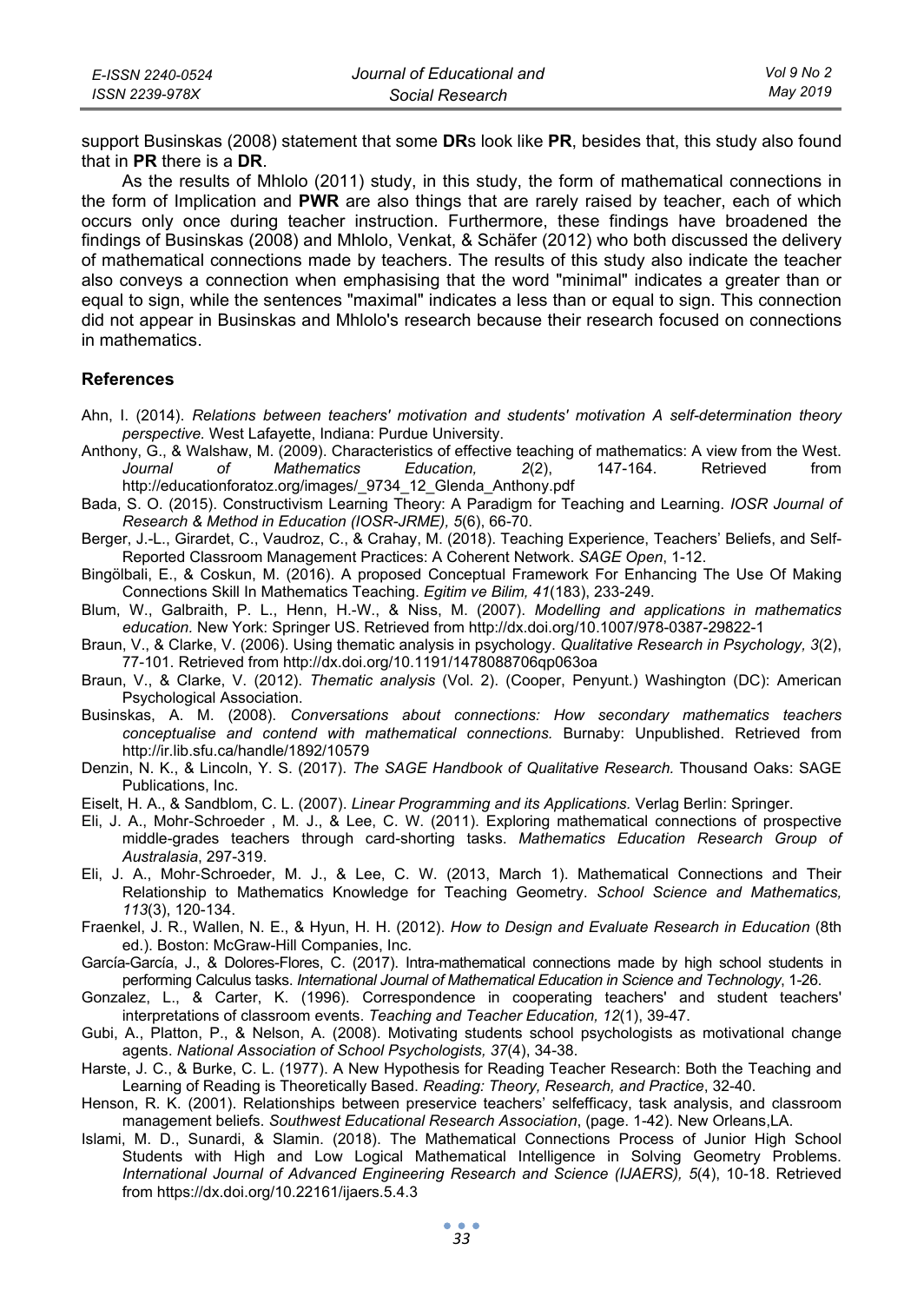support Businskas (2008) statement that some **DR**s look like **PR**, besides that, this study also found that in **PR** there is a **DR**.

As the results of Mhlolo (2011) study, in this study, the form of mathematical connections in the form of Implication and **PWR** are also things that are rarely raised by teacher, each of which occurs only once during teacher instruction. Furthermore, these findings have broadened the findings of Businskas (2008) and Mhlolo, Venkat, & Schäfer (2012) who both discussed the delivery of mathematical connections made by teachers. The results of this study also indicate the teacher also conveys a connection when emphasising that the word "minimal" indicates a greater than or equal to sign, while the sentences "maximal" indicates a less than or equal to sign. This connection did not appear in Businskas and Mhlolo's research because their research focused on connections in mathematics.

### References

Ahn, I. (2014). *Relations between teachers' motivation and students' motivation A self-determination theory perspective.* West Lafayette, Indiana: Purdue University.

Anthony, G., & Walshaw, M. (2009). Characteristics of effective teaching of mathematics: A view from the West. *Journal of Mathematics Education, 2*(2), 147-164. Retrieved from http://educationforatoz.org/images/_9734_12_Glenda_Anthony.pdf

Bada, S. O. (2015). Constructivism Learning Theory: A Paradigm for Teaching and Learning. *IOSR Journal of Research & Method in Education (IOSR-JRME), 5*(6), 66-70.

Berger, J.-L., Girardet, C., Vaudroz, C., & Crahay, M. (2018). Teaching Experience, Teachers' Beliefs, and Self-Reported Classroom Management Practices: A Coherent Network. *SAGE Open*, 1-12.

Bingölbali, E., & Coskun, M. (2016). A proposed Conceptual Framework For Enhancing The Use Of Making Connections Skill In Mathematics Teaching. *Egitim ve Bilim, 41*(183), 233-249.

Blum, W., Galbraith, P. L., Henn, H.-W., & Niss, M. (2007). *Modelling and applications in mathematics education.* New York: Springer US. Retrieved from http://dx.doi.org/10.1007/978-0387-29822-1

Braun, V., & Clarke, V. (2006). Using thematic analysis in psychology. *Qualitative Research in Psychology, 3*(2), 77-101. Retrieved from http://dx.doi.org/10.1191/1478088706qp063oa

Braun, V., & Clarke, V. (2012). *Thematic analysis* (Vol. 2). (Cooper, Penyunt.) Washington (DC): American Psychological Association.

Businskas, A. M. (2008). *Conversations about connections: How secondary mathematics teachers conceptualise and contend with mathematical connections.* Burnaby: Unpublished. Retrieved from http://ir.lib.sfu.ca/handle/1892/10579

Denzin, N. K., & Lincoln, Y. S. (2017). *The SAGE Handbook of Qualitative Research.* Thousand Oaks: SAGE Publications, Inc.

Eiselt, H. A., & Sandblom, C. L. (2007). *Linear Programming and its Applications.* Verlag Berlin: Springer.

Eli, J. A., Mohr-Schroeder , M. J., & Lee, C. W. (2011). Exploring mathematical connections of prospective middle-grades teachers through card-shorting tasks. *Mathematics Education Research Group of Australasia*, 297-319.

Eli, J. A., Mohr-Schroeder, M. J., & Lee, C. W. (2013, March 1). Mathematical Connections and Their Relationship to Mathematics Knowledge for Teaching Geometry. *School Science and Mathematics, 113*(3), 120-134.

Fraenkel, J. R., Wallen, N. E., & Hyun, H. H. (2012). *How to Design and Evaluate Research in Education* (8th ed.). Boston: McGraw-Hill Companies, Inc.

García-García, J., & Dolores-Flores, C. (2017). Intra-mathematical connections made by high school students in performing Calculus tasks. *International Journal of Mathematical Education in Science and Technology*, 1-26.

Gonzalez, L., & Carter, K. (1996). Correspondence in cooperating teachers' and student teachers' interpretations of classroom events. *Teaching and Teacher Education, 12*(1), 39-47.

Gubi, A., Platton, P., & Nelson, A. (2008). Motivating students school psychologists as motivational change agents. *National Association of School Psychologists, 37*(4), 34-38.

Harste, J. C., & Burke, C. L. (1977). A New Hypothesis for Reading Teacher Research: Both the Teaching and Learning of Reading is Theoretically Based. *Reading: Theory, Research, and Practice*, 32-40.

Henson, R. K. (2001). Relationships between preservice teachers' selfefficacy, task analysis, and classroom management beliefs. *Southwest Educational Research Association*, (page. 1-42). New Orleans,LA.

Islami, M. D., Sunardi, & Slamin. (2018). The Mathematical Connections Process of Junior High School Students with High and Low Logical Mathematical Intelligence in Solving Geometry Problems. *International Journal of Advanced Engineering Research and Science (IJAERS), 5*(4), 10-18. Retrieved from https://dx.doi.org/10.22161/ijaers.5.4.3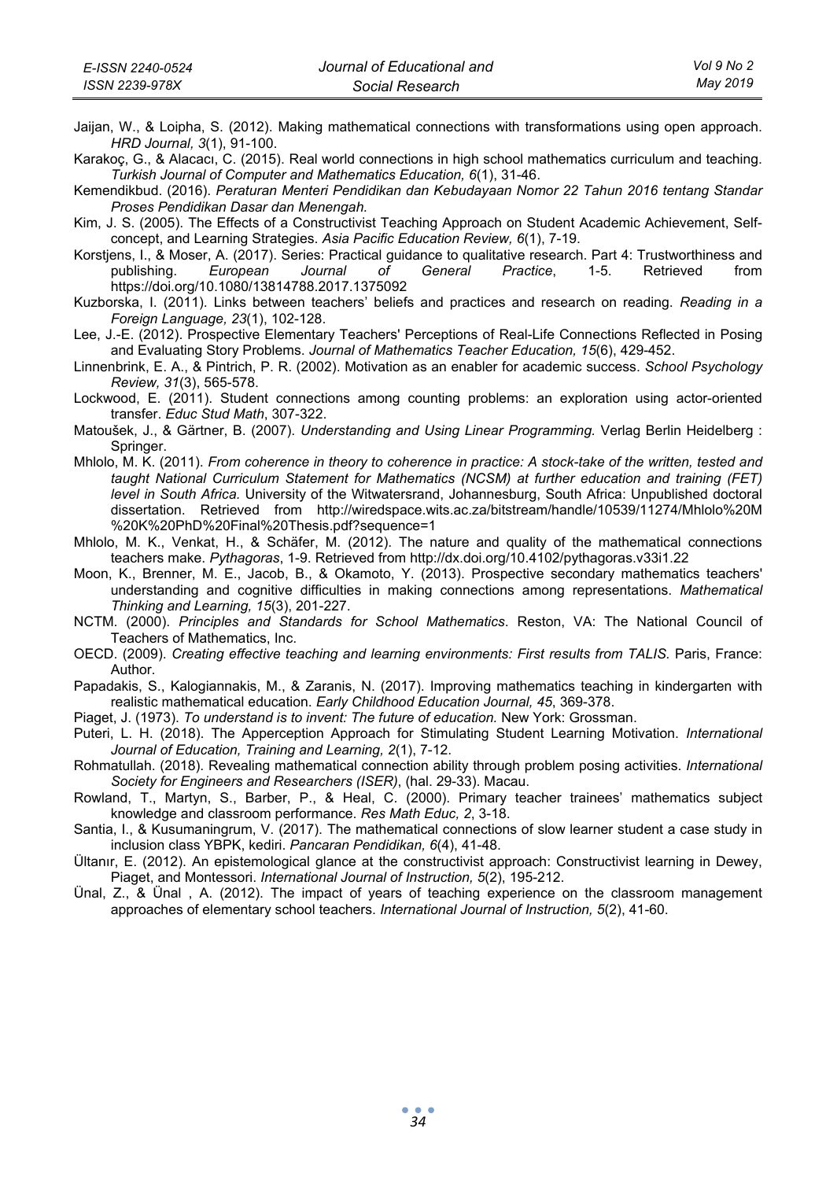Jaijan, W., & Loipha, S. (2012). Making mathematical connections with transformations using open approach. *HRD Journal, 3*(1), 91-100.

Karakoç, G., & Alacacı, C. (2015). Real world connections in high school mathematics curriculum and teaching. *Turkish Journal of Computer and Mathematics Education, 6*(1), 31-46.

Kemendikbud. (2016). *Peraturan Menteri Pendidikan dan Kebudayaan Nomor 22 Tahun 2016 tentang Standar Proses Pendidikan Dasar dan Menengah.*

Kim, J. S. (2005). The Effects of a Constructivist Teaching Approach on Student Academic Achievement, Self-concept, and Learning Strategies. *Asia Pacific Education Review, 6*(1), 7-19.

Korstjens, I., & Moser, A. (2017). Series: Practical guidance to qualitative research. Part 4: Trustworthiness and publishing. *European Journal of General Practice*, 1-5. Retrieved from https://doi.org/10.1080/13814788.2017.1375092

Kuzborska, I. (2011). Links between teachers' beliefs and practices and research on reading. *Reading in a Foreign Language, 23*(1), 102-128.

Lee, J.-E. (2012). Prospective Elementary Teachers' Perceptions of Real-Life Connections Reflected in Posing and Evaluating Story Problems. *Journal of Mathematics Teacher Education, 15*(6), 429-452.

Linnenbrink, E. A., & Pintrich, P. R. (2002). Motivation as an enabler for academic success. *School Psychology Review, 31*(3), 565-578.

Lockwood, E. (2011). Student connections among counting problems: an exploration using actor-oriented transfer. *Educ Stud Math*, 307-322.

Matoušek, J., & Gärtner, B. (2007). *Understanding and Using Linear Programming.* Verlag Berlin Heidelberg : Springer.

Mhlolo, M. K. (2011). *From coherence in theory to coherence in practice: A stock-take of the written, tested and taught National Curriculum Statement for Mathematics (NCSM) at further education and training (FET) level in South Africa.* University of the Witwatersrand, Johannesburg, South Africa: Unpublished doctoral dissertation. Retrieved from http://wiredspace.wits.ac.za/bitstream/handle/10539/11274/Mhlolo%20M%20K%20PhD%20Final%20Thesis.pdf?sequence=1

Mhlolo, M. K., Venkat, H., & Schäfer, M. (2012). The nature and quality of the mathematical connections teachers make. *Pythagoras*, 1-9. Retrieved from http://dx.doi.org/10.4102/pythagoras.v33i1.22

Moon, K., Brenner, M. E., Jacob, B., & Okamoto, Y. (2013). Prospective secondary mathematics teachers' understanding and cognitive difficulties in making connections among representations. *Mathematical Thinking and Learning, 15*(3), 201-227.

NCTM. (2000). *Principles and Standards for School Mathematics*. Reston, VA: The National Council of Teachers of Mathematics, Inc.

OECD. (2009). *Creating effective teaching and learning environments: First results from TALIS*. Paris, France: Author.

Papadakis, S., Kalogiannakis, M., & Zaranis, N. (2017). Improving mathematics teaching in kindergarten with realistic mathematical education. *Early Childhood Education Journal, 45*, 369-378.

Piaget, J. (1973). *To understand is to invent: The future of education.* New York: Grossman.

Puteri, L. H. (2018). The Apperception Approach for Stimulating Student Learning Motivation. *International Journal of Education, Training and Learning, 2*(1), 7-12.

Rohmatullah. (2018). Revealing mathematical connection ability through problem posing activities. *International Society for Engineers and Researchers (ISER)*, (hal. 29-33). Macau.

Rowland, T., Martyn, S., Barber, P., & Heal, C. (2000). Primary teacher trainees' mathematics subject knowledge and classroom performance. *Res Math Educ, 2*, 3-18.

Santia, I., & Kusumaningrum, V. (2017). The mathematical connections of slow learner student a case study in inclusion class YBPK, kediri. *Pancaran Pendidikan, 6*(4), 41-48.

Ültanır, E. (2012). An epistemological glance at the constructivist approach: Constructivist learning in Dewey, Piaget, and Montessori. *International Journal of Instruction, 5*(2), 195-212.

Ünal, Z., & Ünal , A. (2012). The impact of years of teaching experience on the classroom management approaches of elementary school teachers. *International Journal of Instruction, 5*(2), 41-60.